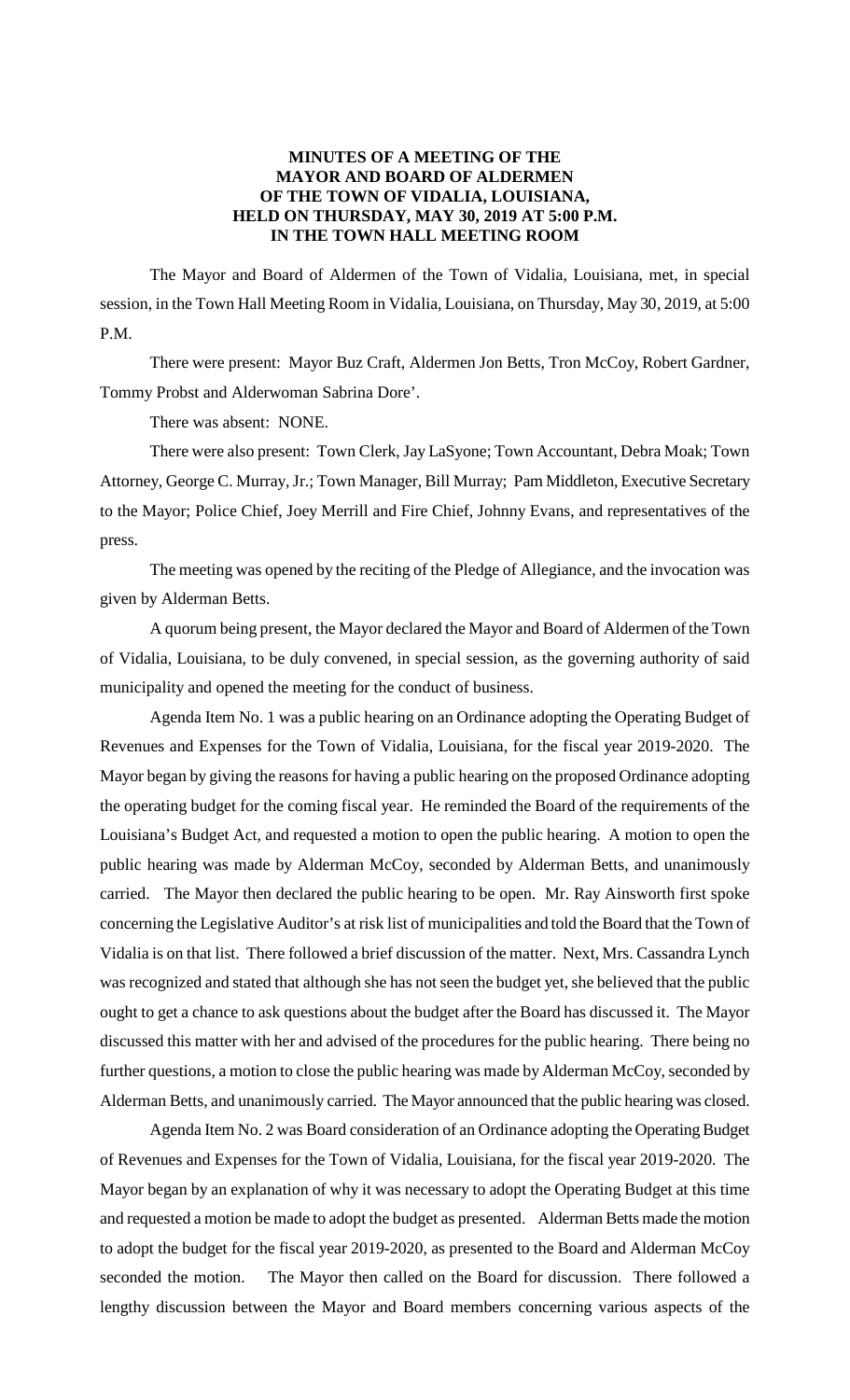**MINUTES OF A MEETING OF THE MAYOR AND BOARD OF ALDERMEN OF THE TOWN OF VIDALIA, LOUISIANA, HELD ON THURSDAY, MAY 30, 2019 AT 5:00 P.M. IN THE TOWN HALL MEETING ROOM**

The Mayor and Board of Aldermen of the Town of Vidalia, Louisiana, met, in special session, in the Town Hall Meeting Room in Vidalia, Louisiana, on Thursday, May 30, 2019, at 5:00 P.M.

There were present: Mayor Buz Craft, Aldermen Jon Betts, Tron McCoy, Robert Gardner, Tommy Probst and Alderwoman Sabrina Dore'.

There was absent: NONE.

There were also present: Town Clerk, Jay LaSyone; Town Accountant, Debra Moak; Town Attorney, George C. Murray, Jr.; Town Manager, Bill Murray; Pam Middleton, Executive Secretary to the Mayor; Police Chief, Joey Merrill and Fire Chief, Johnny Evans, and representatives of the press.

The meeting was opened by the reciting of the Pledge of Allegiance, and the invocation was given by Alderman Betts.

A quorum being present, the Mayor declared the Mayor and Board of Aldermen of the Town of Vidalia, Louisiana, to be duly convened, in special session, as the governing authority of said municipality and opened the meeting for the conduct of business.

Agenda Item No. 1 was a public hearing on an Ordinance adopting the Operating Budget of Revenues and Expenses for the Town of Vidalia, Louisiana, for the fiscal year 2019-2020. The Mayor began by giving the reasons for having a public hearing on the proposed Ordinance adopting the operating budget for the coming fiscal year. He reminded the Board of the requirements of the Louisiana's Budget Act, and requested a motion to open the public hearing. A motion to open the public hearing was made by Alderman McCoy, seconded by Alderman Betts, and unanimously carried. The Mayor then declared the public hearing to be open. Mr. Ray Ainsworth first spoke concerning the Legislative Auditor's at risk list of municipalities and told the Board that the Town of Vidalia is on that list. There followed a brief discussion of the matter. Next, Mrs. Cassandra Lynch was recognized and stated that although she has not seen the budget yet, she believed that the public ought to get a chance to ask questions about the budget after the Board has discussed it. The Mayor discussed this matter with her and advised of the procedures for the public hearing. There being no further questions, a motion to close the public hearing was made by Alderman McCoy, seconded by Alderman Betts, and unanimously carried. The Mayor announced that the public hearing was closed.

Agenda Item No. 2 was Board consideration of an Ordinance adopting the Operating Budget of Revenues and Expenses for the Town of Vidalia, Louisiana, for the fiscal year 2019-2020. The Mayor began by an explanation of why it was necessary to adopt the Operating Budget at this time and requested a motion be made to adopt the budget as presented. Alderman Betts made the motion to adopt the budget for the fiscal year 2019-2020, as presented to the Board and Alderman McCoy seconded the motion. The Mayor then called on the Board for discussion. There followed a lengthy discussion between the Mayor and Board members concerning various aspects of the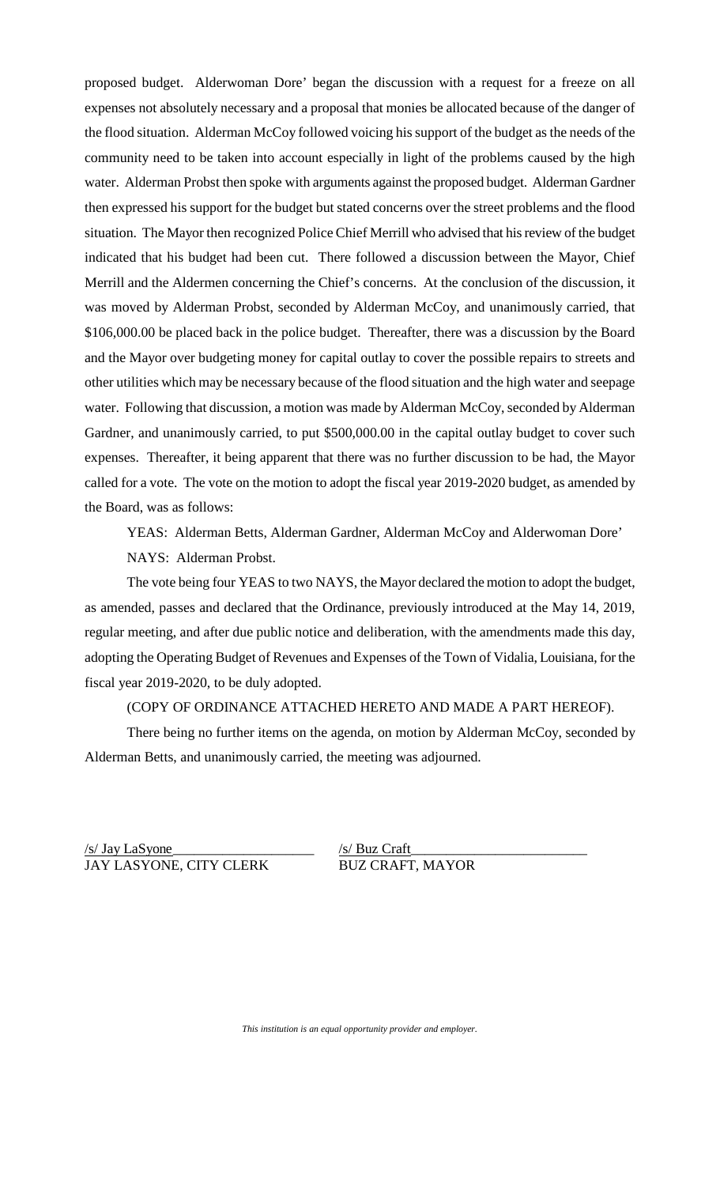proposed budget. Alderwoman Dore' began the discussion with a request for a freeze on all expenses not absolutely necessary and a proposal that monies be allocated because of the danger of the flood situation. Alderman McCoy followed voicing his support of the budget as the needs of the community need to be taken into account especially in light of the problems caused by the high water. Alderman Probst then spoke with arguments against the proposed budget. Alderman Gardner then expressed his support for the budget but stated concerns over the street problems and the flood situation. The Mayor then recognized Police Chief Merrill who advised that his review of the budget indicated that his budget had been cut. There followed a discussion between the Mayor, Chief Merrill and the Aldermen concerning the Chief's concerns. At the conclusion of the discussion, it was moved by Alderman Probst, seconded by Alderman McCoy, and unanimously carried, that $106,000.00 be placed back in the police budget. Thereafter, there was a discussion by the Board and the Mayor over budgeting money for capital outlay to cover the possible repairs to streets and other utilities which may be necessary because of the flood situation and the high water and seepage water. Following that discussion, a motion was made by Alderman McCoy, seconded by Alderman Gardner, and unanimously carried, to put $500,000.00 in the capital outlay budget to cover such expenses. Thereafter, it being apparent that there was no further discussion to be had, the Mayor called for a vote. The vote on the motion to adopt the fiscal year 2019-2020 budget, as amended by the Board, was as follows:

YEAS: Alderman Betts, Alderman Gardner, Alderman McCoy and Alderwoman Dore'

NAYS: Alderman Probst.

The vote being four YEAS to two NAYS, the Mayor declared the motion to adopt the budget, as amended, passes and declared that the Ordinance, previously introduced at the May 14, 2019, regular meeting, and after due public notice and deliberation, with the amendments made this day, adopting the Operating Budget of Revenues and Expenses of the Town of Vidalia, Louisiana, for the fiscal year 2019-2020, to be duly adopted.

(COPY OF ORDINANCE ATTACHED HERETO AND MADE A PART HEREOF).

There being no further items on the agenda, on motion by Alderman McCoy, seconded by Alderman Betts, and unanimously carried, the meeting was adjourned.

/s/ Jay LaSyone
JAY LASYONE, CITY CLERK

/s/ Buz Craft
BUZ CRAFT, MAYOR

*This institution is an equal opportunity provider and employer.*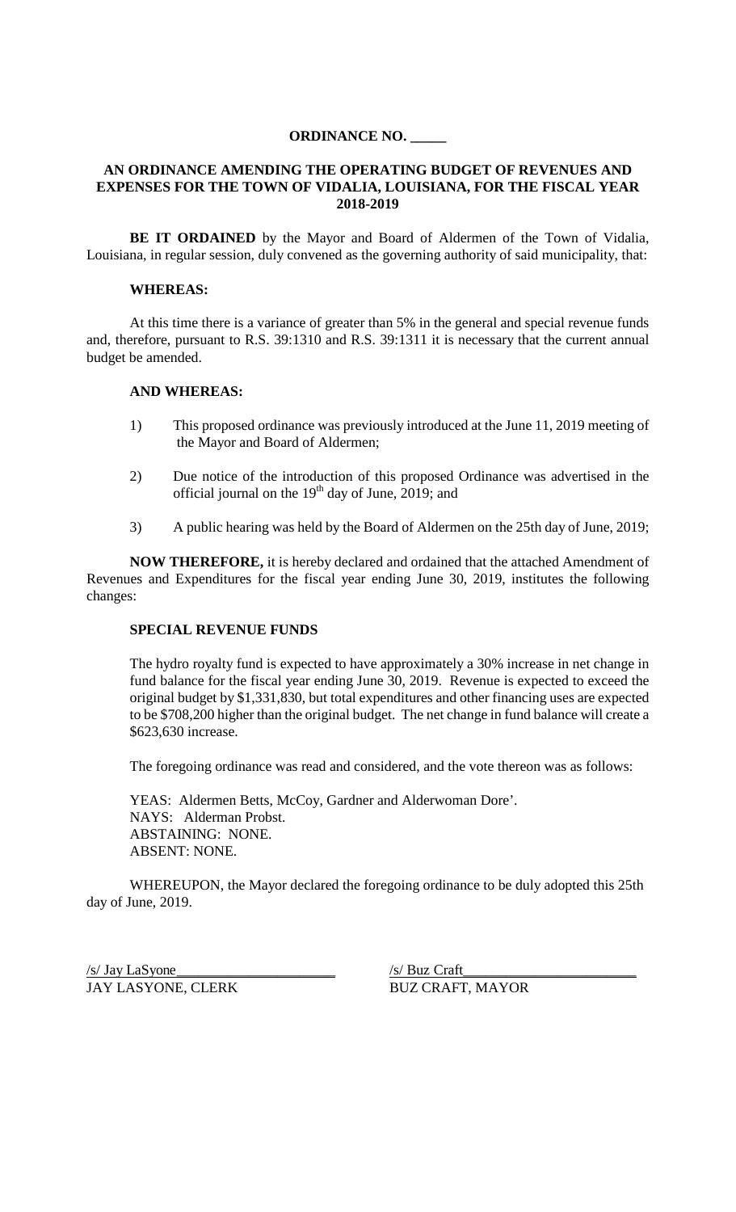**ORDINANCE NO. _____**

**AN ORDINANCE AMENDING THE OPERATING BUDGET OF REVENUES AND EXPENSES FOR THE TOWN OF VIDALIA, LOUISIANA, FOR THE FISCAL YEAR 2018-2019**

**BE IT ORDAINED** by the Mayor and Board of Aldermen of the Town of Vidalia, Louisiana, in regular session, duly convened as the governing authority of said municipality, that:

**WHEREAS:**

At this time there is a variance of greater than 5% in the general and special revenue funds and, therefore, pursuant to R.S. 39:1310 and R.S. 39:1311 it is necessary that the current annual budget be amended.

**AND WHEREAS:**

1) This proposed ordinance was previously introduced at the June 11, 2019 meeting of the Mayor and Board of Aldermen;

2) Due notice of the introduction of this proposed Ordinance was advertised in the official journal on the 19th day of June, 2019; and

3) A public hearing was held by the Board of Aldermen on the 25th day of June, 2019;

**NOW THEREFORE,** it is hereby declared and ordained that the attached Amendment of Revenues and Expenditures for the fiscal year ending June 30, 2019, institutes the following changes:

**SPECIAL REVENUE FUNDS**

The hydro royalty fund is expected to have approximately a 30% increase in net change in fund balance for the fiscal year ending June 30, 2019. Revenue is expected to exceed the original budget by $1,331,830, but total expenditures and other financing uses are expected to be $708,200 higher than the original budget. The net change in fund balance will create a $623,630 increase.

The foregoing ordinance was read and considered, and the vote thereon was as follows:

YEAS: Aldermen Betts, McCoy, Gardner and Alderwoman Dore'.
NAYS: Alderman Probst.
ABSTAINING: NONE.
ABSENT: NONE.

WHEREUPON, the Mayor declared the foregoing ordinance to be duly adopted this 25th day of June, 2019.

/s/ Jay LaSyone
JAY LASYONE, CLERK

/s/ Buz Craft
BUZ CRAFT, MAYOR